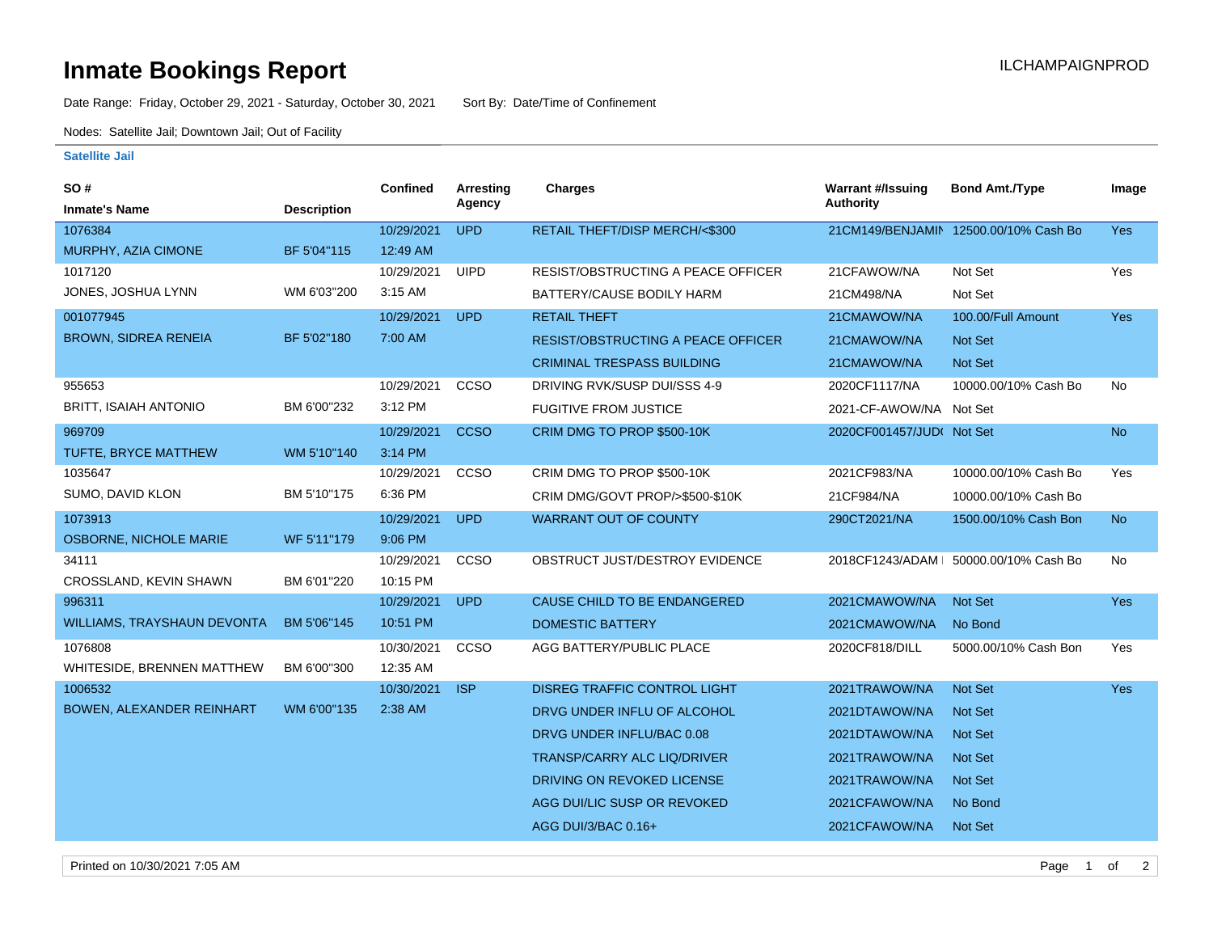# Inmate Bookings Report

ILCHAMPAIGNPROD

Date Range: Friday, October 29, 2021 - Saturday, October 30, 2021     Sort By: Date/Time of Confinement

Nodes: Satellite Jail; Downtown Jail; Out of Facility

### Satellite Jail

| SO # / Inmate's Name | Description | Confined | Arresting Agency | Charges | Warrant #/Issuing Authority | Bond Amt./Type | Image |
|---|---|---|---|---|---|---|---|
| 1076384 MURPHY, AZIA CIMONE | BF 5'04"115 | 10/29/2021 12:49 AM | UPD | RETAIL THEFT/DISP MERCH/<$300 | 21CM149/BENJAMIN | 12500.00/10% Cash Bo | Yes |
| 1017120 JONES, JOSHUA LYNN | WM 6'03"200 | 10/29/2021 3:15 AM | UIPD | RESIST/OBSTRUCTING A PEACE OFFICER | 21CFAWOW/NA | Not Set | Yes |
| | | | | BATTERY/CAUSE BODILY HARM | 21CM498/NA | Not Set | |
| 001077945 BROWN, SIDREA RENEIA | BF 5'02"180 | 10/29/2021 7:00 AM | UPD | RETAIL THEFT | 21CMAWOW/NA | 100.00/Full Amount | Yes |
| | | | | RESIST/OBSTRUCTING A PEACE OFFICER | 21CMAWOW/NA | Not Set | |
| | | | | CRIMINAL TRESPASS BUILDING | 21CMAWOW/NA | Not Set | |
| 955653 BRITT, ISAIAH ANTONIO | BM 6'00"232 | 10/29/2021 3:12 PM | CCSO | DRIVING RVK/SUSP DUI/SSS 4-9 | 2020CF1117/NA | 10000.00/10% Cash Bo | No |
| | | | | FUGITIVE FROM JUSTICE | 2021-CF-AWOW/NA | Not Set | |
| 969709 TUFTE, BRYCE MATTHEW | WM 5'10"140 | 10/29/2021 3:14 PM | CCSO | CRIM DMG TO PROP $500-10K | 2020CF001457/JUD( | Not Set | No |
| 1035647 SUMO, DAVID KLON | BM 5'10"175 | 10/29/2021 6:36 PM | CCSO | CRIM DMG TO PROP $500-10K | 2021CF983/NA | 10000.00/10% Cash Bo | Yes |
| | | | | CRIM DMG/GOVT PROP/>$500-$10K | 21CF984/NA | 10000.00/10% Cash Bo | |
| 1073913 OSBORNE, NICHOLE MARIE | WF 5'11"179 | 10/29/2021 9:06 PM | UPD | WARRANT OUT OF COUNTY | 290CT2021/NA | 1500.00/10% Cash Bon | No |
| 34111 CROSSLAND, KEVIN SHAWN | BM 6'01"220 | 10/29/2021 10:15 PM | CCSO | OBSTRUCT JUST/DESTROY EVIDENCE | 2018CF1243/ADAM I | 50000.00/10% Cash Bo | No |
| 996311 WILLIAMS, TRAYSHAUN DEVONTA | BM 5'06"145 | 10/29/2021 10:51 PM | UPD | CAUSE CHILD TO BE ENDANGERED | 2021CMAWOW/NA | Not Set | Yes |
| | | | | DOMESTIC BATTERY | 2021CMAWOW/NA | No Bond | |
| 1076808 WHITESIDE, BRENNEN MATTHEW | BM 6'00"300 | 10/30/2021 12:35 AM | CCSO | AGG BATTERY/PUBLIC PLACE | 2020CF818/DILL | 5000.00/10% Cash Bon | Yes |
| 1006532 BOWEN, ALEXANDER REINHART | WM 6'00"135 | 10/30/2021 2:38 AM | ISP | DISREG TRAFFIC CONTROL LIGHT | 2021TRAWOW/NA | Not Set | Yes |
| | | | | DRVG UNDER INFLU OF ALCOHOL | 2021DTAWOW/NA | Not Set | |
| | | | | DRVG UNDER INFLU/BAC 0.08 | 2021DTAWOW/NA | Not Set | |
| | | | | TRANSP/CARRY ALC LIQ/DRIVER | 2021TRAWOW/NA | Not Set | |
| | | | | DRIVING ON REVOKED LICENSE | 2021TRAWOW/NA | Not Set | |
| | | | | AGG DUI/LIC SUSP OR REVOKED | 2021CFAWOW/NA | No Bond | |
| | | | | AGG DUI/3/BAC 0.16+ | 2021CFAWOW/NA | Not Set | |

Printed on 10/30/2021 7:05 AM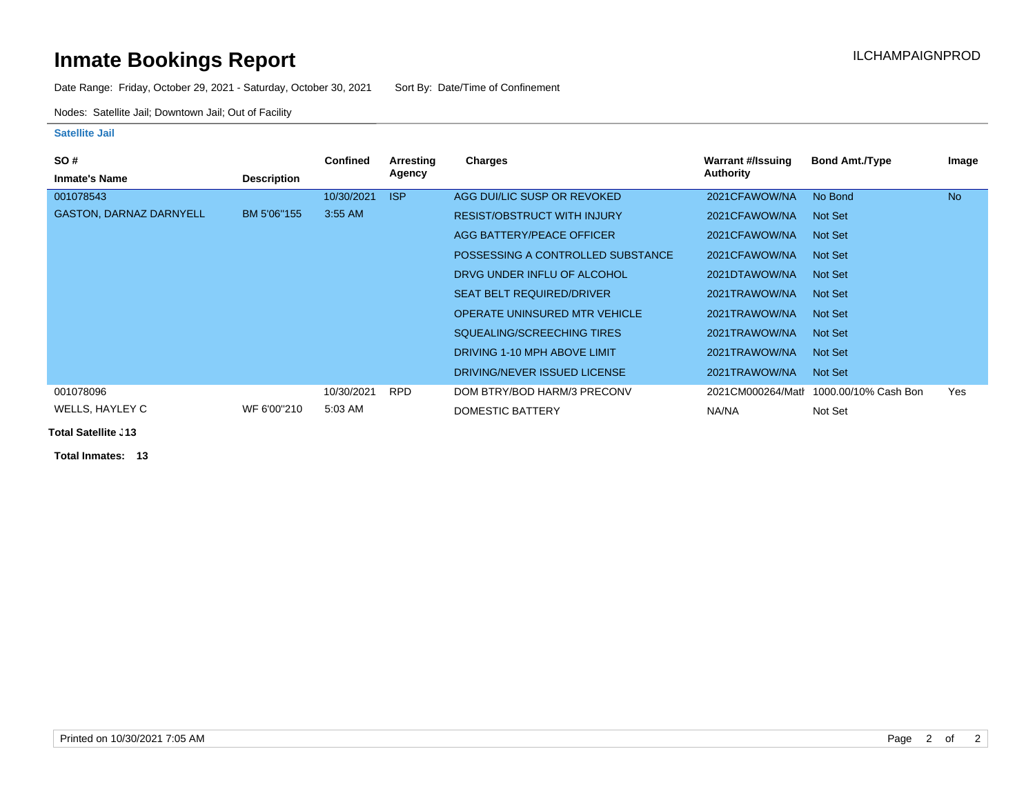# Inmate Bookings Report

ILCHAMPAIGNPROD

Date Range: Friday, October 29, 2021 - Saturday, October 30, 2021    Sort By: Date/Time of Confinement

Nodes: Satellite Jail; Downtown Jail; Out of Facility

**Satellite Jail**

| SO # / Inmate's Name | Description | Confined | Arresting Agency | Charges | Warrant #/Issuing Authority | Bond Amt./Type | Image |
|---|---|---|---|---|---|---|---|
| 001078543 GASTON, DARNAZ DARNYELL | BM 5'06"155 | 10/30/2021 3:55 AM | ISP | AGG DUI/LIC SUSP OR REVOKED | 2021CFAWOW/NA | No Bond | No |
| | | | | RESIST/OBSTRUCT WITH INJURY | 2021CFAWOW/NA | Not Set | |
| | | | | AGG BATTERY/PEACE OFFICER | 2021CFAWOW/NA | Not Set | |
| | | | | POSSESSING A CONTROLLED SUBSTANCE | 2021CFAWOW/NA | Not Set | |
| | | | | DRVG UNDER INFLU OF ALCOHOL | 2021DTAWOW/NA | Not Set | |
| | | | | SEAT BELT REQUIRED/DRIVER | 2021TRAWOW/NA | Not Set | |
| | | | | OPERATE UNINSURED MTR VEHICLE | 2021TRAWOW/NA | Not Set | |
| | | | | SQUEALING/SCREECHING TIRES | 2021TRAWOW/NA | Not Set | |
| | | | | DRIVING 1-10 MPH ABOVE LIMIT | 2021TRAWOW/NA | Not Set | |
| | | | | DRIVING/NEVER ISSUED LICENSE | 2021TRAWOW/NA | Not Set | |
| 001078096 WELLS, HAYLEY C | WF 6'00"210 | 10/30/2021 5:03 AM | RPD | DOM BTRY/BOD HARM/3 PRECONV | 2021CM000264/Matl | 1000.00/10% Cash Bon | Yes |
| | | | | DOMESTIC BATTERY | NA/NA | Not Set | |

**Total Satellite J13**

**Total Inmates: 13**

Printed on 10/30/2021 7:05 AM